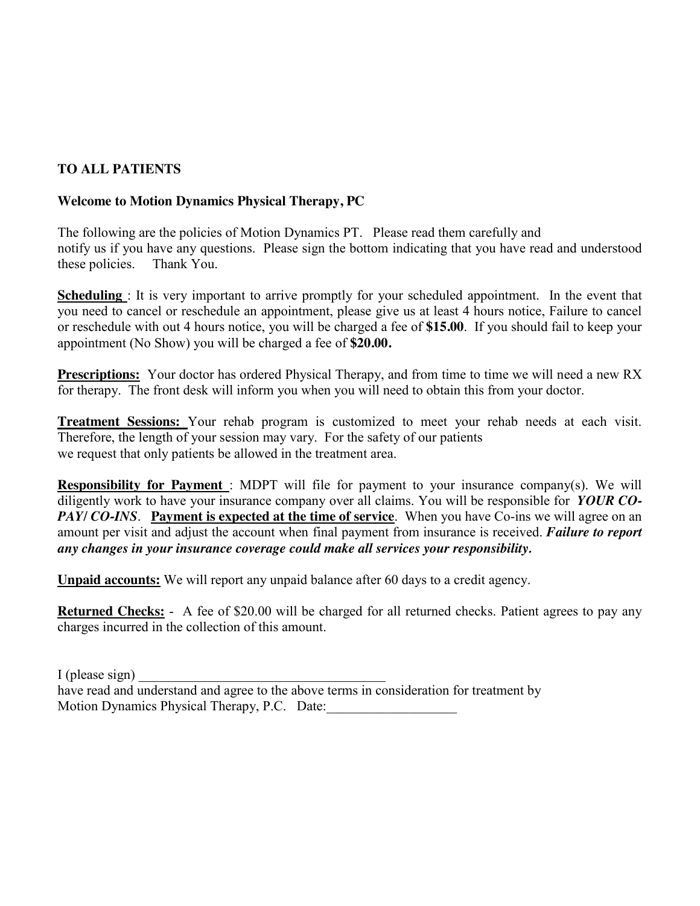**TO ALL PATIENTS**

**Welcome to Motion Dynamics Physical Therapy, PC**

The following are the policies of Motion Dynamics PT. Please read them carefully and notify us if you have any questions. Please sign the bottom indicating that you have read and understood these policies. Thank You.

**Scheduling** : It is very important to arrive promptly for your scheduled appointment. In the event that you need to cancel or reschedule an appointment, please give us at least 4 hours notice, Failure to cancel or reschedule with out 4 hours notice, you will be charged a fee of **$15.00**. If you should fail to keep your appointment (No Show) you will be charged a fee of **$20.00.**

**Prescriptions:** Your doctor has ordered Physical Therapy, and from time to time we will need a new RX for therapy. The front desk will inform you when you will need to obtain this from your doctor.

**Treatment Sessions:** Your rehab program is customized to meet your rehab needs at each visit. Therefore, the length of your session may vary. For the safety of our patients we request that only patients be allowed in the treatment area.

**Responsibility for Payment** : MDPT will file for payment to your insurance company(s). We will diligently work to have your insurance company over all claims. You will be responsible for ***YOUR CO-PAY/ CO-INS***. **Payment is expected at the time of service**. When you have Co-ins we will agree on an amount per visit and adjust the account when final payment from insurance is received. ***Failure to report any changes in your insurance coverage could make all services your responsibility.***

**Unpaid accounts:** We will report any unpaid balance after 60 days to a credit agency.

**Returned Checks:** - A fee of $20.00 will be charged for all returned checks. Patient agrees to pay any charges incurred in the collection of this amount.

I (please sign) ____________________________________
have read and understand and agree to the above terms in consideration for treatment by Motion Dynamics Physical Therapy, P.C. Date:___________________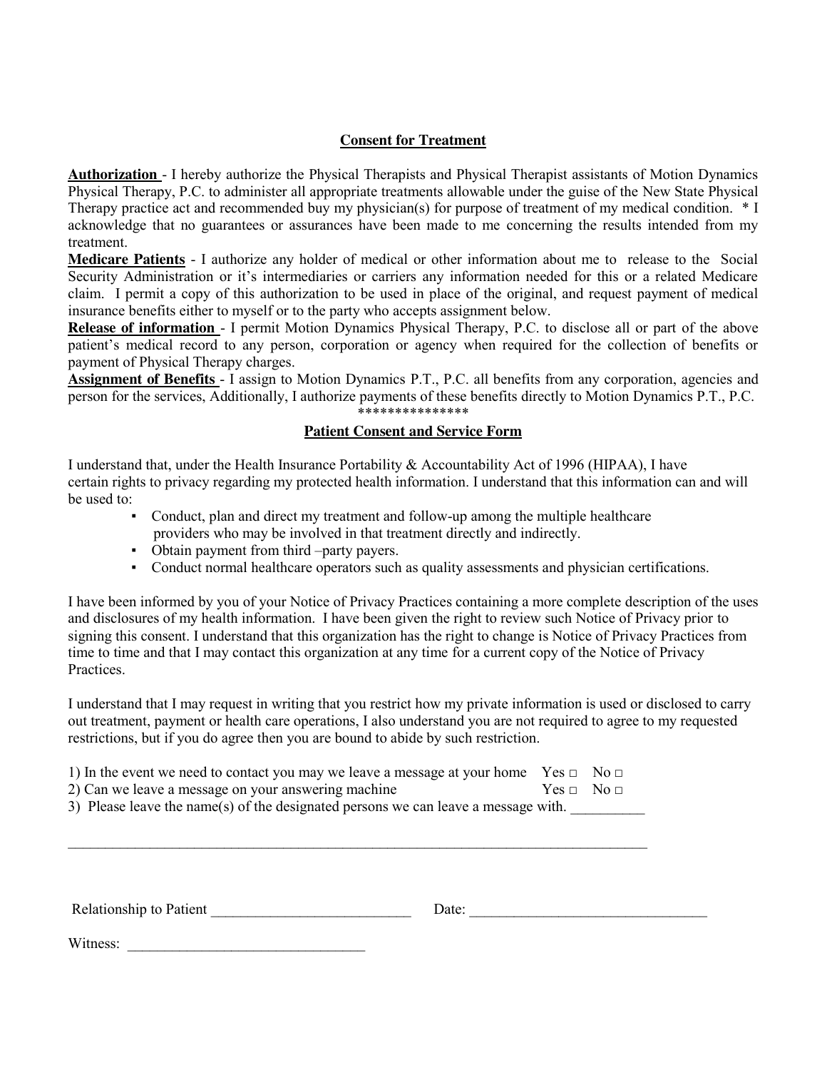## Consent for Treatment

**Authorization** - I hereby authorize the Physical Therapists and Physical Therapist assistants of Motion Dynamics Physical Therapy, P.C. to administer all appropriate treatments allowable under the guise of the New State Physical Therapy practice act and recommended buy my physician(s) for purpose of treatment of my medical condition. * I acknowledge that no guarantees or assurances have been made to me concerning the results intended from my treatment.

**Medicare Patients** - I authorize any holder of medical or other information about me to release to the Social Security Administration or it's intermediaries or carriers any information needed for this or a related Medicare claim. I permit a copy of this authorization to be used in place of the original, and request payment of medical insurance benefits either to myself or to the party who accepts assignment below.

**Release of information** - I permit Motion Dynamics Physical Therapy, P.C. to disclose all or part of the above patient's medical record to any person, corporation or agency when required for the collection of benefits or payment of Physical Therapy charges.

**Assignment of Benefits** - I assign to Motion Dynamics P.T., P.C. all benefits from any corporation, agencies and person for the services, Additionally, I authorize payments of these benefits directly to Motion Dynamics P.T., P.C.

***************

## Patient Consent and Service Form

I understand that, under the Health Insurance Portability & Accountability Act of 1996 (HIPAA), I have certain rights to privacy regarding my protected health information. I understand that this information can and will be used to:

- Conduct, plan and direct my treatment and follow-up among the multiple healthcare providers who may be involved in that treatment directly and indirectly.
- Obtain payment from third –party payers.
- Conduct normal healthcare operators such as quality assessments and physician certifications.

I have been informed by you of your Notice of Privacy Practices containing a more complete description of the uses and disclosures of my health information. I have been given the right to review such Notice of Privacy prior to signing this consent. I understand that this organization has the right to change is Notice of Privacy Practices from time to time and that I may contact this organization at any time for a current copy of the Notice of Privacy Practices.

I understand that I may request in writing that you restrict how my private information is used or disclosed to carry out treatment, payment or health care operations, I also understand you are not required to agree to my requested restrictions, but if you do agree then you are bound to abide by such restriction.

1) In the event we need to contact you may we leave a message at your home Yes □ No □
2) Can we leave a message on your answering machine Yes □ No □
3) Please leave the name(s) of the designated persons we can leave a message with. __________

________________________________________________________________________________

Relationship to Patient ___________________________ Date: ________________________________

Witness: ________________________________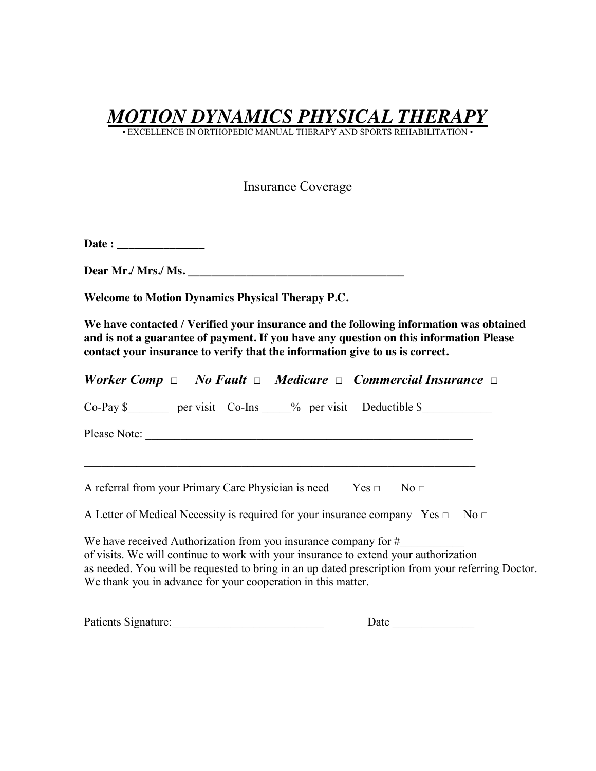# ***MOTION DYNAMICS PHYSICAL THERAPY***

• EXCELLENCE IN ORTHOPEDIC MANUAL THERAPY AND SPORTS REHABILITATION •

Insurance Coverage

**Date : _______________**

**Dear Mr./ Mrs./ Ms. ______________________________________**

**Welcome to Motion Dynamics Physical Therapy P.C.**

**We have contacted / Verified your insurance and the following information was obtained and is not a guarantee of payment. If you have any question on this information Please contact your insurance to verify that the information give to us is correct.**

***Worker Comp*** □ ***No Fault*** □ ***Medicare*** □ ***Commercial Insurance*** □

Co-Pay $_______ per visit Co-Ins _____% per visit Deductible $____________

Please Note: __________________________________________________________

______________________________________________________________________

A referral from your Primary Care Physician is need Yes □ No □

A Letter of Medical Necessity is required for your insurance company Yes □ No □

We have received Authorization from you insurance company for #___________ of visits. We will continue to work with your insurance to extend your authorization as needed. You will be requested to bring in an up dated prescription from your referring Doctor. We thank you in advance for your cooperation in this matter.

Patients Signature:__________________________ Date ______________